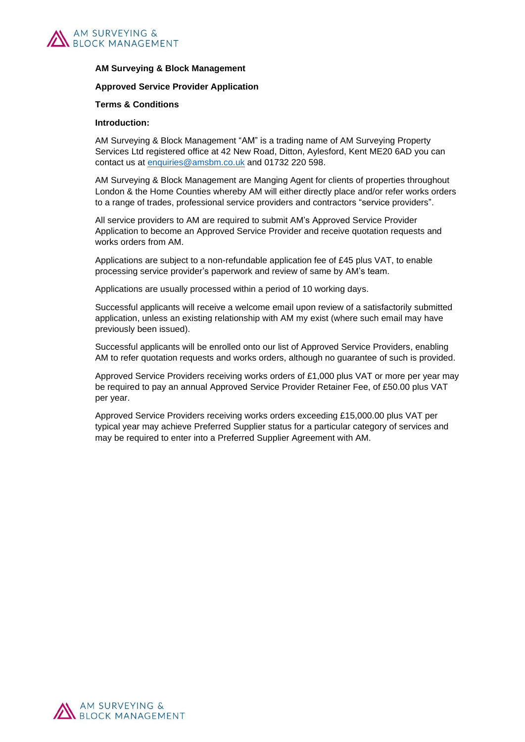**AM Surveying & Block Management**

**Approved Service Provider Application**

**Terms & Conditions**

**Introduction:**

AM Surveying & Block Management "AM" is a trading name of AM Surveying Property Services Ltd registered office at 42 New Road, Ditton, Aylesford, Kent ME20 6AD you can contact us at enquiries@amsbm.co.uk and 01732 220 598.

AM Surveying & Block Management are Manging Agent for clients of properties throughout London & the Home Counties whereby AM will either directly place and/or refer works orders to a range of trades, professional service providers and contractors "service providers".

All service providers to AM are required to submit AM's Approved Service Provider Application to become an Approved Service Provider and receive quotation requests and works orders from AM.

Applications are subject to a non-refundable application fee of £45 plus VAT, to enable processing service provider's paperwork and review of same by AM's team.

Applications are usually processed within a period of 10 working days.

Successful applicants will receive a welcome email upon review of a satisfactorily submitted application, unless an existing relationship with AM my exist (where such email may have previously been issued).

Successful applicants will be enrolled onto our list of Approved Service Providers, enabling AM to refer quotation requests and works orders, although no guarantee of such is provided.

Approved Service Providers receiving works orders of £1,000 plus VAT or more per year may be required to pay an annual Approved Service Provider Retainer Fee, of £50.00 plus VAT per year.

Approved Service Providers receiving works orders exceeding £15,000.00 plus VAT per typical year may achieve Preferred Supplier status for a particular category of services and may be required to enter into a Preferred Supplier Agreement with AM.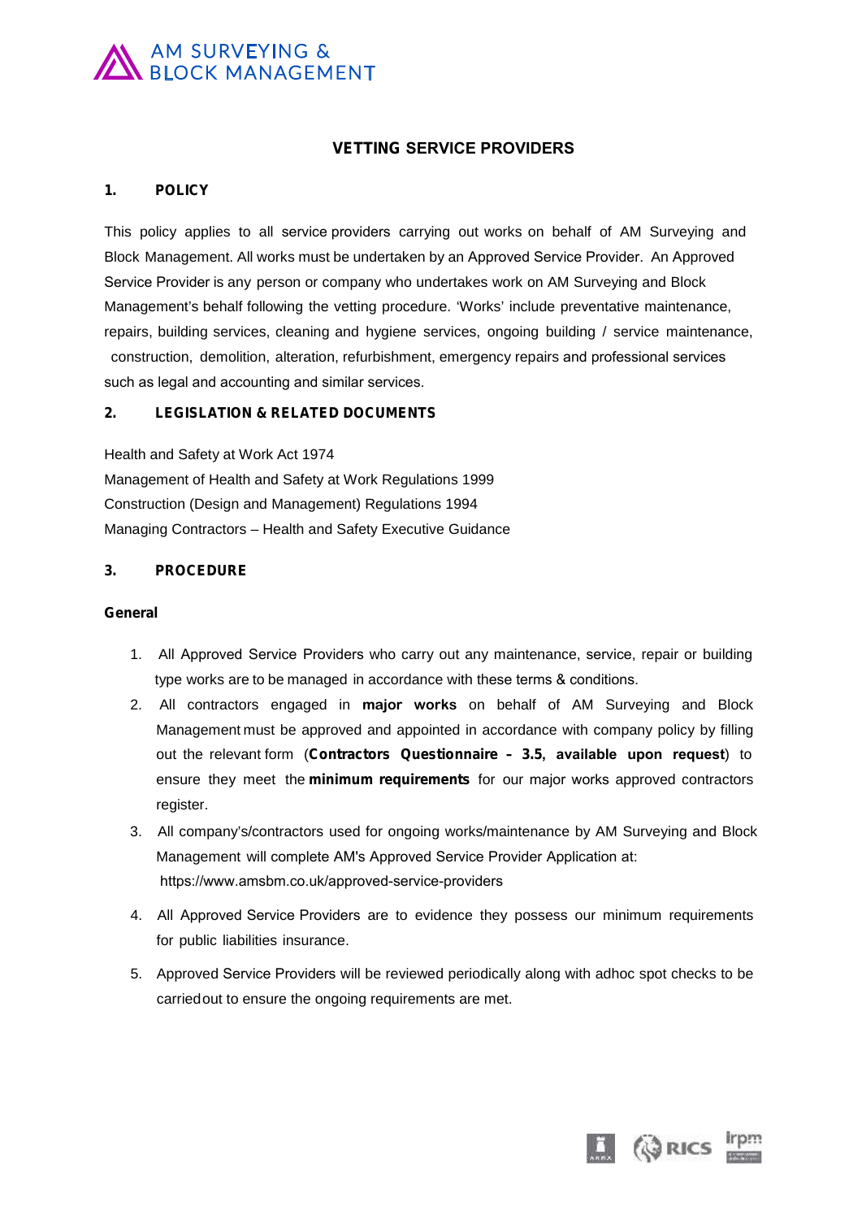## VETTING SERVICE PROVIDERS

### 1. POLICY

This policy applies to all service providers carrying out works on behalf of AM Surveying and Block Management. All works must be undertaken by an Approved Service Provider. An Approved Service Provider is any person or company who undertakes work on AM Surveying and Block Management's behalf following the vetting procedure. 'Works' include preventative maintenance, repairs, building services, cleaning and hygiene services, ongoing building / service maintenance, construction, demolition, alteration, refurbishment, emergency repairs and professional services such as legal and accounting and similar services.

### 2. LEGISLATION & RELATED DOCUMENTS

Health and Safety at Work Act 1974
Management of Health and Safety at Work Regulations 1999
Construction (Design and Management) Regulations 1994
Managing Contractors – Health and Safety Executive Guidance

### 3. PROCEDURE

**General**

1. All Approved Service Providers who carry out any maintenance, service, repair or building type works are to be managed in accordance with these terms & conditions.
2. All contractors engaged in **major works** on behalf of AM Surveying and Block Management must be approved and appointed in accordance with company policy by filling out the relevant form (**Contractors Questionnaire – 3.5**, **available upon request**) to ensure they meet the **minimum requirements** for our major works approved contractors register.
3. All company's/contractors used for ongoing works/maintenance by AM Surveying and Block Management will complete AM's Approved Service Provider Application at: https://www.amsbm.co.uk/approved-service-providers
4. All Approved Service Providers are to evidence they possess our minimum requirements for public liabilities insurance.
5. Approved Service Providers will be reviewed periodically along with adhoc spot checks to be carried out to ensure the ongoing requirements are met.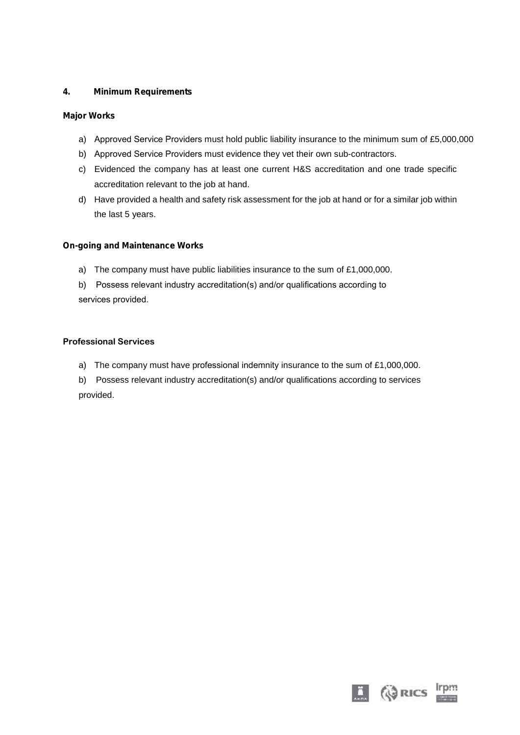## 4. Minimum Requirements

### Major Works

a) Approved Service Providers must hold public liability insurance to the minimum sum of £5,000,000
b) Approved Service Providers must evidence they vet their own sub-contractors.
c) Evidenced the company has at least one current H&S accreditation and one trade specific accreditation relevant to the job at hand.
d) Have provided a health and safety risk assessment for the job at hand or for a similar job within the last 5 years.

### On-going and Maintenance Works

a) The company must have public liabilities insurance to the sum of £1,000,000.
b) Possess relevant industry accreditation(s) and/or qualifications according to services provided.

### Professional Services

a) The company must have professional indemnity insurance to the sum of £1,000,000.
b) Possess relevant industry accreditation(s) and/or qualifications according to services provided.